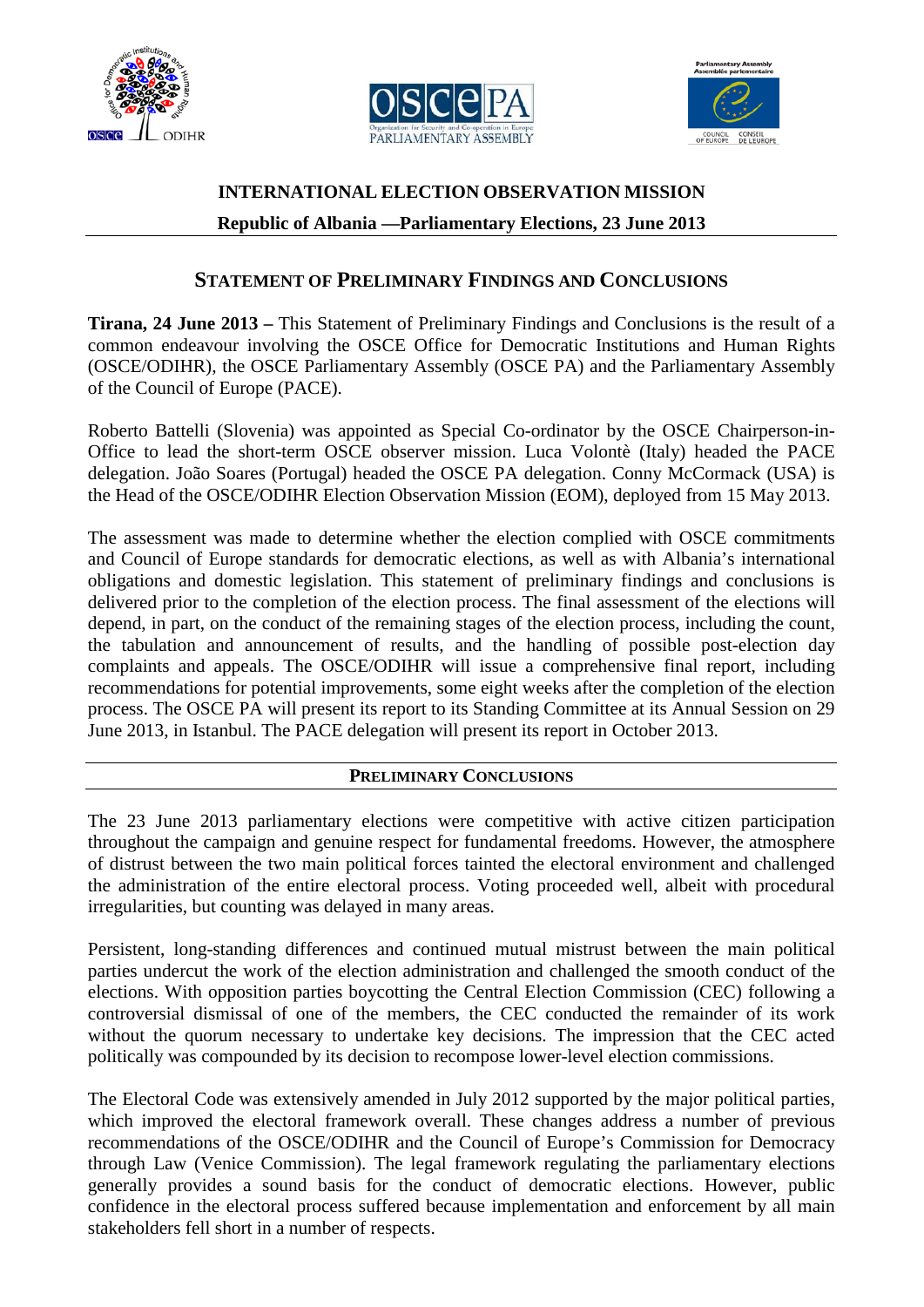# INTERNATIONAL ELECTION OBSERVATION MISSION

**Republic of Albania —Parliamentary Elections, 23 June 2013**

## STATEMENT OF PRELIMINARY FINDINGS AND CONCLUSIONS

**Tirana, 24 June 2013 –** This Statement of Preliminary Findings and Conclusions is the result of a common endeavour involving the OSCE Office for Democratic Institutions and Human Rights (OSCE/ODIHR), the OSCE Parliamentary Assembly (OSCE PA) and the Parliamentary Assembly of the Council of Europe (PACE).

Roberto Battelli (Slovenia) was appointed as Special Co-ordinator by the OSCE Chairperson-in-Office to lead the short-term OSCE observer mission. Luca Volontè (Italy) headed the PACE delegation. João Soares (Portugal) headed the OSCE PA delegation. Conny McCormack (USA) is the Head of the OSCE/ODIHR Election Observation Mission (EOM), deployed from 15 May 2013.

The assessment was made to determine whether the election complied with OSCE commitments and Council of Europe standards for democratic elections, as well as with Albania's international obligations and domestic legislation. This statement of preliminary findings and conclusions is delivered prior to the completion of the election process. The final assessment of the elections will depend, in part, on the conduct of the remaining stages of the election process, including the count, the tabulation and announcement of results, and the handling of possible post-election day complaints and appeals. The OSCE/ODIHR will issue a comprehensive final report, including recommendations for potential improvements, some eight weeks after the completion of the election process. The OSCE PA will present its report to its Standing Committee at its Annual Session on 29 June 2013, in Istanbul. The PACE delegation will present its report in October 2013.

## PRELIMINARY CONCLUSIONS

The 23 June 2013 parliamentary elections were competitive with active citizen participation throughout the campaign and genuine respect for fundamental freedoms. However, the atmosphere of distrust between the two main political forces tainted the electoral environment and challenged the administration of the entire electoral process. Voting proceeded well, albeit with procedural irregularities, but counting was delayed in many areas.

Persistent, long-standing differences and continued mutual mistrust between the main political parties undercut the work of the election administration and challenged the smooth conduct of the elections. With opposition parties boycotting the Central Election Commission (CEC) following a controversial dismissal of one of the members, the CEC conducted the remainder of its work without the quorum necessary to undertake key decisions. The impression that the CEC acted politically was compounded by its decision to recompose lower-level election commissions.

The Electoral Code was extensively amended in July 2012 supported by the major political parties, which improved the electoral framework overall. These changes address a number of previous recommendations of the OSCE/ODIHR and the Council of Europe's Commission for Democracy through Law (Venice Commission). The legal framework regulating the parliamentary elections generally provides a sound basis for the conduct of democratic elections. However, public confidence in the electoral process suffered because implementation and enforcement by all main stakeholders fell short in a number of respects.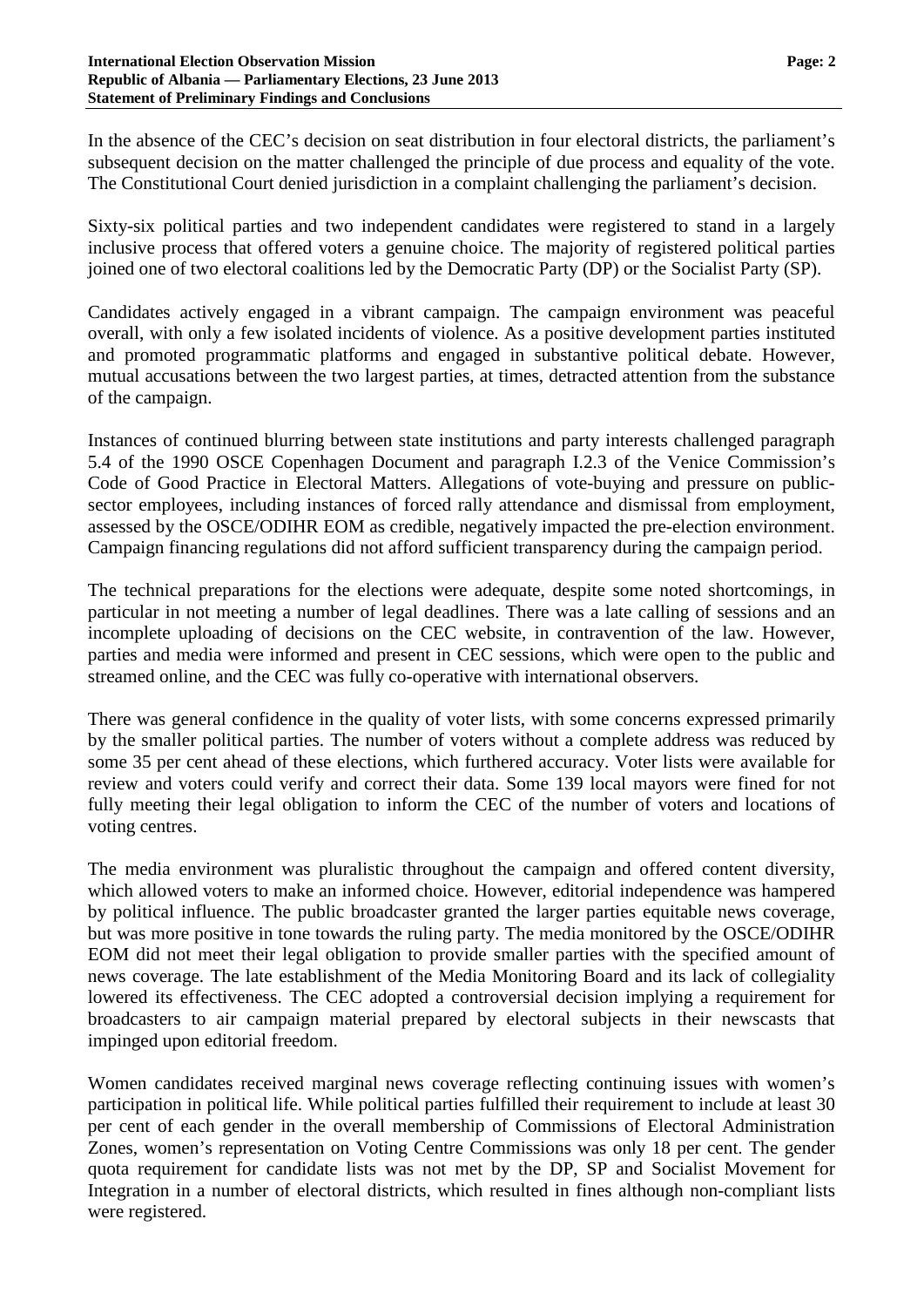In the absence of the CEC's decision on seat distribution in four electoral districts, the parliament's subsequent decision on the matter challenged the principle of due process and equality of the vote. The Constitutional Court denied jurisdiction in a complaint challenging the parliament's decision.

Sixty-six political parties and two independent candidates were registered to stand in a largely inclusive process that offered voters a genuine choice. The majority of registered political parties joined one of two electoral coalitions led by the Democratic Party (DP) or the Socialist Party (SP).

Candidates actively engaged in a vibrant campaign. The campaign environment was peaceful overall, with only a few isolated incidents of violence. As a positive development parties instituted and promoted programmatic platforms and engaged in substantive political debate. However, mutual accusations between the two largest parties, at times, detracted attention from the substance of the campaign.

Instances of continued blurring between state institutions and party interests challenged paragraph 5.4 of the 1990 OSCE Copenhagen Document and paragraph I.2.3 of the Venice Commission's Code of Good Practice in Electoral Matters. Allegations of vote-buying and pressure on public-sector employees, including instances of forced rally attendance and dismissal from employment, assessed by the OSCE/ODIHR EOM as credible, negatively impacted the pre-election environment. Campaign financing regulations did not afford sufficient transparency during the campaign period.

The technical preparations for the elections were adequate, despite some noted shortcomings, in particular in not meeting a number of legal deadlines. There was a late calling of sessions and an incomplete uploading of decisions on the CEC website, in contravention of the law. However, parties and media were informed and present in CEC sessions, which were open to the public and streamed online, and the CEC was fully co-operative with international observers.

There was general confidence in the quality of voter lists, with some concerns expressed primarily by the smaller political parties. The number of voters without a complete address was reduced by some 35 per cent ahead of these elections, which furthered accuracy. Voter lists were available for review and voters could verify and correct their data. Some 139 local mayors were fined for not fully meeting their legal obligation to inform the CEC of the number of voters and locations of voting centres.

The media environment was pluralistic throughout the campaign and offered content diversity, which allowed voters to make an informed choice. However, editorial independence was hampered by political influence. The public broadcaster granted the larger parties equitable news coverage, but was more positive in tone towards the ruling party. The media monitored by the OSCE/ODIHR EOM did not meet their legal obligation to provide smaller parties with the specified amount of news coverage. The late establishment of the Media Monitoring Board and its lack of collegiality lowered its effectiveness. The CEC adopted a controversial decision implying a requirement for broadcasters to air campaign material prepared by electoral subjects in their newscasts that impinged upon editorial freedom.

Women candidates received marginal news coverage reflecting continuing issues with women's participation in political life. While political parties fulfilled their requirement to include at least 30 per cent of each gender in the overall membership of Commissions of Electoral Administration Zones, women's representation on Voting Centre Commissions was only 18 per cent. The gender quota requirement for candidate lists was not met by the DP, SP and Socialist Movement for Integration in a number of electoral districts, which resulted in fines although non-compliant lists were registered.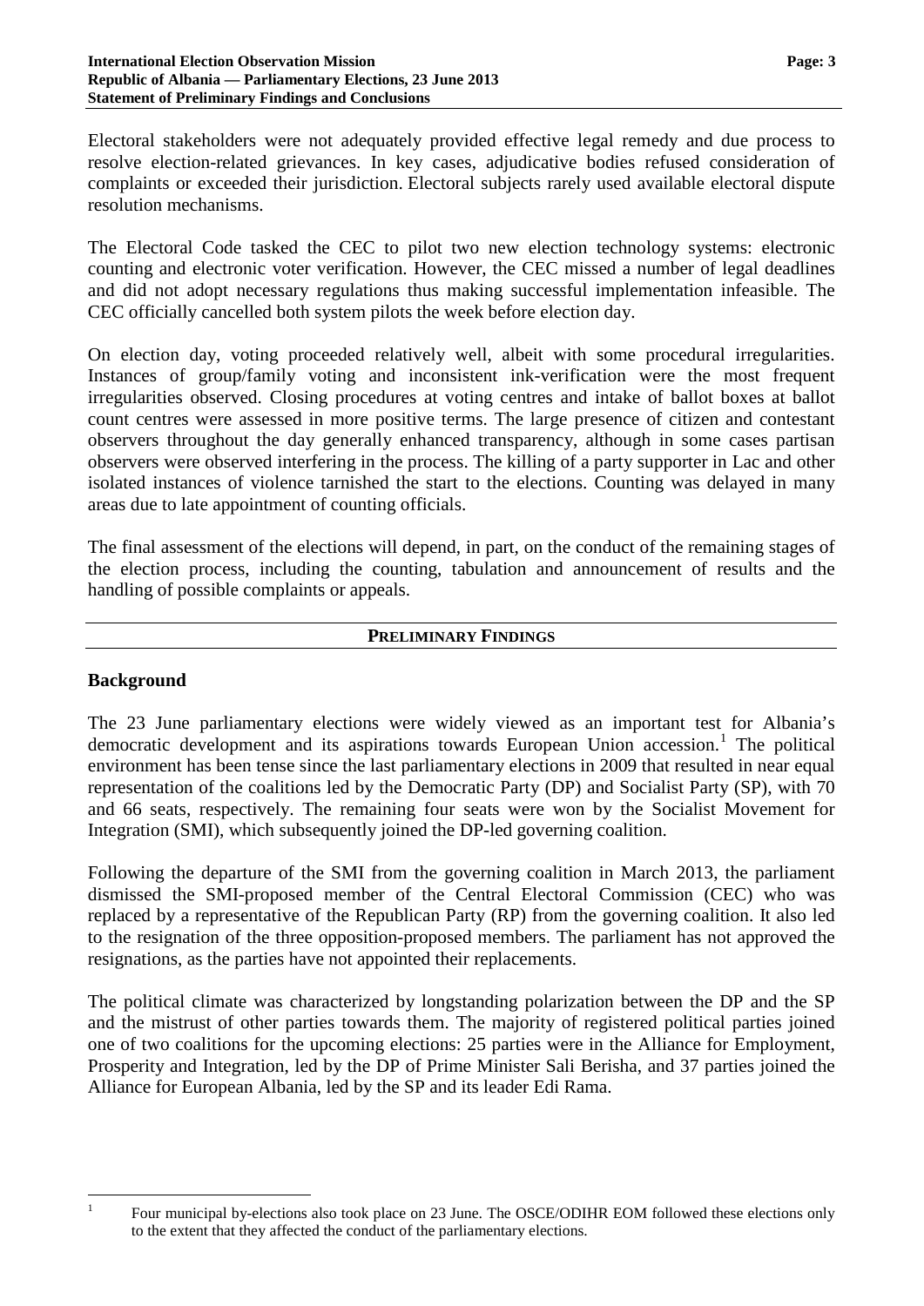Electoral stakeholders were not adequately provided effective legal remedy and due process to resolve election-related grievances. In key cases, adjudicative bodies refused consideration of complaints or exceeded their jurisdiction. Electoral subjects rarely used available electoral dispute resolution mechanisms.

The Electoral Code tasked the CEC to pilot two new election technology systems: electronic counting and electronic voter verification. However, the CEC missed a number of legal deadlines and did not adopt necessary regulations thus making successful implementation infeasible. The CEC officially cancelled both system pilots the week before election day.

On election day, voting proceeded relatively well, albeit with some procedural irregularities. Instances of group/family voting and inconsistent ink-verification were the most frequent irregularities observed. Closing procedures at voting centres and intake of ballot boxes at ballot count centres were assessed in more positive terms. The large presence of citizen and contestant observers throughout the day generally enhanced transparency, although in some cases partisan observers were observed interfering in the process. The killing of a party supporter in Lac and other isolated instances of violence tarnished the start to the elections. Counting was delayed in many areas due to late appointment of counting officials.

The final assessment of the elections will depend, in part, on the conduct of the remaining stages of the election process, including the counting, tabulation and announcement of results and the handling of possible complaints or appeals.

## PRELIMINARY FINDINGS

### Background

The 23 June parliamentary elections were widely viewed as an important test for Albania's democratic development and its aspirations towards European Union accession.[1] The political environment has been tense since the last parliamentary elections in 2009 that resulted in near equal representation of the coalitions led by the Democratic Party (DP) and Socialist Party (SP), with 70 and 66 seats, respectively. The remaining four seats were won by the Socialist Movement for Integration (SMI), which subsequently joined the DP-led governing coalition.

Following the departure of the SMI from the governing coalition in March 2013, the parliament dismissed the SMI-proposed member of the Central Electoral Commission (CEC) who was replaced by a representative of the Republican Party (RP) from the governing coalition. It also led to the resignation of the three opposition-proposed members. The parliament has not approved the resignations, as the parties have not appointed their replacements.

The political climate was characterized by longstanding polarization between the DP and the SP and the mistrust of other parties towards them. The majority of registered political parties joined one of two coalitions for the upcoming elections: 25 parties were in the Alliance for Employment, Prosperity and Integration, led by the DP of Prime Minister Sali Berisha, and 37 parties joined the Alliance for European Albania, led by the SP and its leader Edi Rama.

---

[1] Four municipal by-elections also took place on 23 June. The OSCE/ODIHR EOM followed these elections only to the extent that they affected the conduct of the parliamentary elections.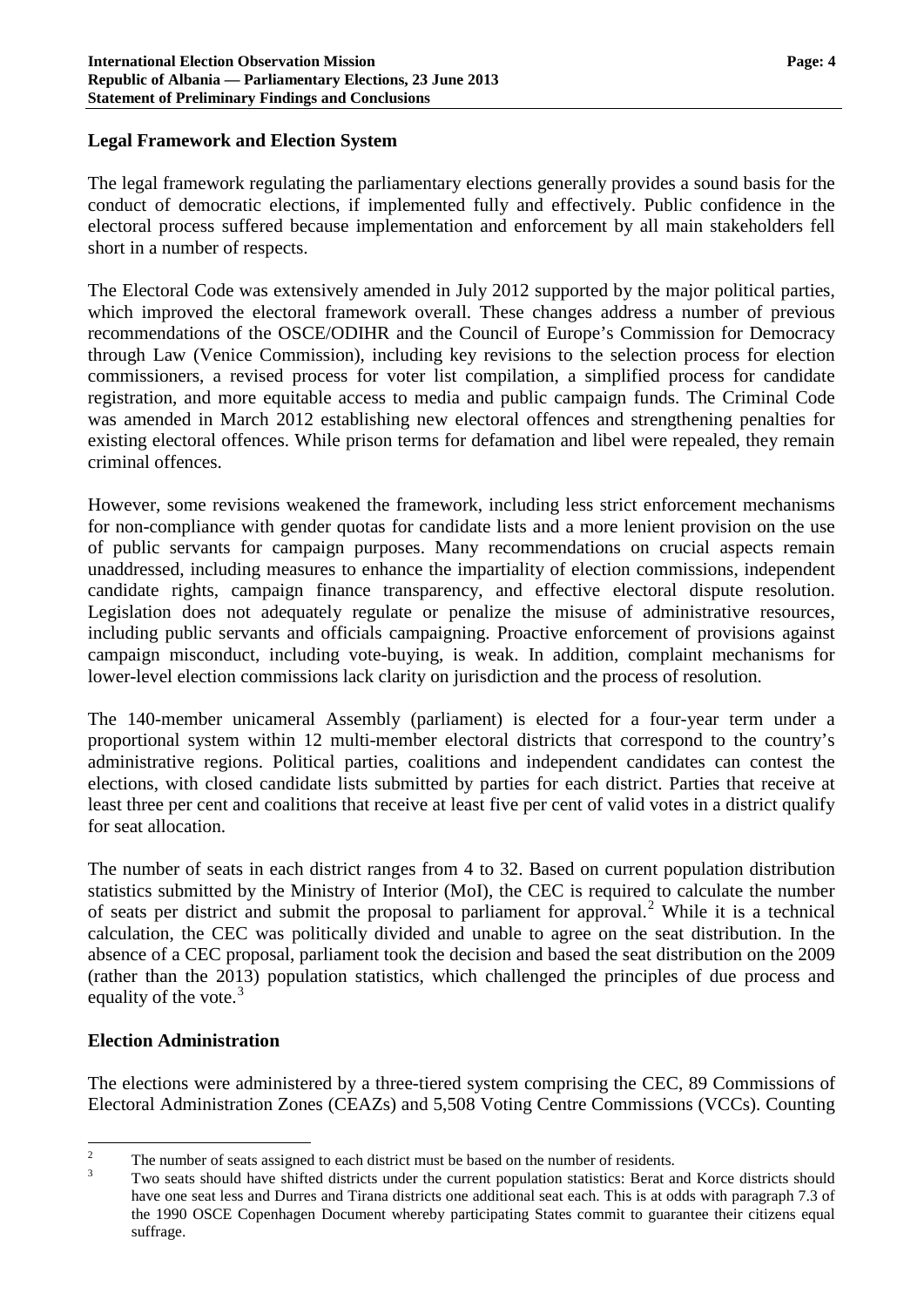## Legal Framework and Election System

The legal framework regulating the parliamentary elections generally provides a sound basis for the conduct of democratic elections, if implemented fully and effectively. Public confidence in the electoral process suffered because implementation and enforcement by all main stakeholders fell short in a number of respects.

The Electoral Code was extensively amended in July 2012 supported by the major political parties, which improved the electoral framework overall. These changes address a number of previous recommendations of the OSCE/ODIHR and the Council of Europe's Commission for Democracy through Law (Venice Commission), including key revisions to the selection process for election commissioners, a revised process for voter list compilation, a simplified process for candidate registration, and more equitable access to media and public campaign funds. The Criminal Code was amended in March 2012 establishing new electoral offences and strengthening penalties for existing electoral offences. While prison terms for defamation and libel were repealed, they remain criminal offences.

However, some revisions weakened the framework, including less strict enforcement mechanisms for non-compliance with gender quotas for candidate lists and a more lenient provision on the use of public servants for campaign purposes. Many recommendations on crucial aspects remain unaddressed, including measures to enhance the impartiality of election commissions, independent candidate rights, campaign finance transparency, and effective electoral dispute resolution. Legislation does not adequately regulate or penalize the misuse of administrative resources, including public servants and officials campaigning. Proactive enforcement of provisions against campaign misconduct, including vote-buying, is weak. In addition, complaint mechanisms for lower-level election commissions lack clarity on jurisdiction and the process of resolution.

The 140-member unicameral Assembly (parliament) is elected for a four-year term under a proportional system within 12 multi-member electoral districts that correspond to the country's administrative regions. Political parties, coalitions and independent candidates can contest the elections, with closed candidate lists submitted by parties for each district. Parties that receive at least three per cent and coalitions that receive at least five per cent of valid votes in a district qualify for seat allocation.

The number of seats in each district ranges from 4 to 32. Based on current population distribution statistics submitted by the Ministry of Interior (MoI), the CEC is required to calculate the number of seats per district and submit the proposal to parliament for approval.[2] While it is a technical calculation, the CEC was politically divided and unable to agree on the seat distribution. In the absence of a CEC proposal, parliament took the decision and based the seat distribution on the 2009 (rather than the 2013) population statistics, which challenged the principles of due process and equality of the vote.[3]

## Election Administration

The elections were administered by a three-tiered system comprising the CEC, 89 Commissions of Electoral Administration Zones (CEAZs) and 5,508 Voting Centre Commissions (VCCs). Counting

---

[2] The number of seats assigned to each district must be based on the number of residents.

[3] Two seats should have shifted districts under the current population statistics: Berat and Korce districts should have one seat less and Durres and Tirana districts one additional seat each. This is at odds with paragraph 7.3 of the 1990 OSCE Copenhagen Document whereby participating States commit to guarantee their citizens equal suffrage.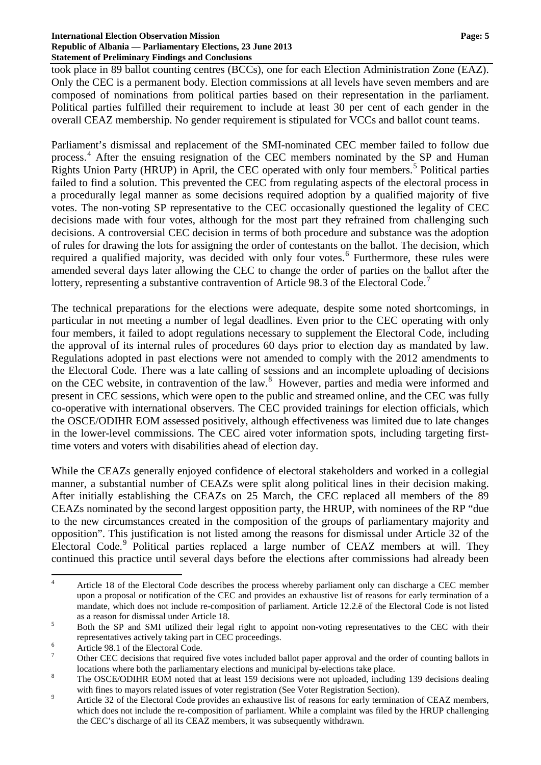took place in 89 ballot counting centres (BCCs), one for each Election Administration Zone (EAZ). Only the CEC is a permanent body. Election commissions at all levels have seven members and are composed of nominations from political parties based on their representation in the parliament. Political parties fulfilled their requirement to include at least 30 per cent of each gender in the overall CEAZ membership. No gender requirement is stipulated for VCCs and ballot count teams.

Parliament's dismissal and replacement of the SMI-nominated CEC member failed to follow due process.[4] After the ensuing resignation of the CEC members nominated by the SP and Human Rights Union Party (HRUP) in April, the CEC operated with only four members.[5] Political parties failed to find a solution. This prevented the CEC from regulating aspects of the electoral process in a procedurally legal manner as some decisions required adoption by a qualified majority of five votes. The non-voting SP representative to the CEC occasionally questioned the legality of CEC decisions made with four votes, although for the most part they refrained from challenging such decisions. A controversial CEC decision in terms of both procedure and substance was the adoption of rules for drawing the lots for assigning the order of contestants on the ballot. The decision, which required a qualified majority, was decided with only four votes.[6] Furthermore, these rules were amended several days later allowing the CEC to change the order of parties on the ballot after the lottery, representing a substantive contravention of Article 98.3 of the Electoral Code.[7]

The technical preparations for the elections were adequate, despite some noted shortcomings, in particular in not meeting a number of legal deadlines. Even prior to the CEC operating with only four members, it failed to adopt regulations necessary to supplement the Electoral Code, including the approval of its internal rules of procedures 60 days prior to election day as mandated by law. Regulations adopted in past elections were not amended to comply with the 2012 amendments to the Electoral Code. There was a late calling of sessions and an incomplete uploading of decisions on the CEC website, in contravention of the law.[8] However, parties and media were informed and present in CEC sessions, which were open to the public and streamed online, and the CEC was fully co-operative with international observers. The CEC provided trainings for election officials, which the OSCE/ODIHR EOM assessed positively, although effectiveness was limited due to late changes in the lower-level commissions. The CEC aired voter information spots, including targeting first-time voters and voters with disabilities ahead of election day.

While the CEAZs generally enjoyed confidence of electoral stakeholders and worked in a collegial manner, a substantial number of CEAZs were split along political lines in their decision making. After initially establishing the CEAZs on 25 March, the CEC replaced all members of the 89 CEAZs nominated by the second largest opposition party, the HRUP, with nominees of the RP "due to the new circumstances created in the composition of the groups of parliamentary majority and opposition". This justification is not listed among the reasons for dismissal under Article 32 of the Electoral Code.[9] Political parties replaced a large number of CEAZ members at will. They continued this practice until several days before the elections after commissions had already been

---

[4] Article 18 of the Electoral Code describes the process whereby parliament only can discharge a CEC member upon a proposal or notification of the CEC and provides an exhaustive list of reasons for early termination of a mandate, which does not include re-composition of parliament. Article 12.2.ë of the Electoral Code is not listed as a reason for dismissal under Article 18.

[5] Both the SP and SMI utilized their legal right to appoint non-voting representatives to the CEC with their representatives actively taking part in CEC proceedings.

[6] Article 98.1 of the Electoral Code.

[7] Other CEC decisions that required five votes included ballot paper approval and the order of counting ballots in locations where both the parliamentary elections and municipal by-elections take place.

[8] The OSCE/ODIHR EOM noted that at least 159 decisions were not uploaded, including 139 decisions dealing with fines to mayors related issues of voter registration (See Voter Registration Section).

[9] Article 32 of the Electoral Code provides an exhaustive list of reasons for early termination of CEAZ members, which does not include the re-composition of parliament. While a complaint was filed by the HRUP challenging the CEC's discharge of all its CEAZ members, it was subsequently withdrawn.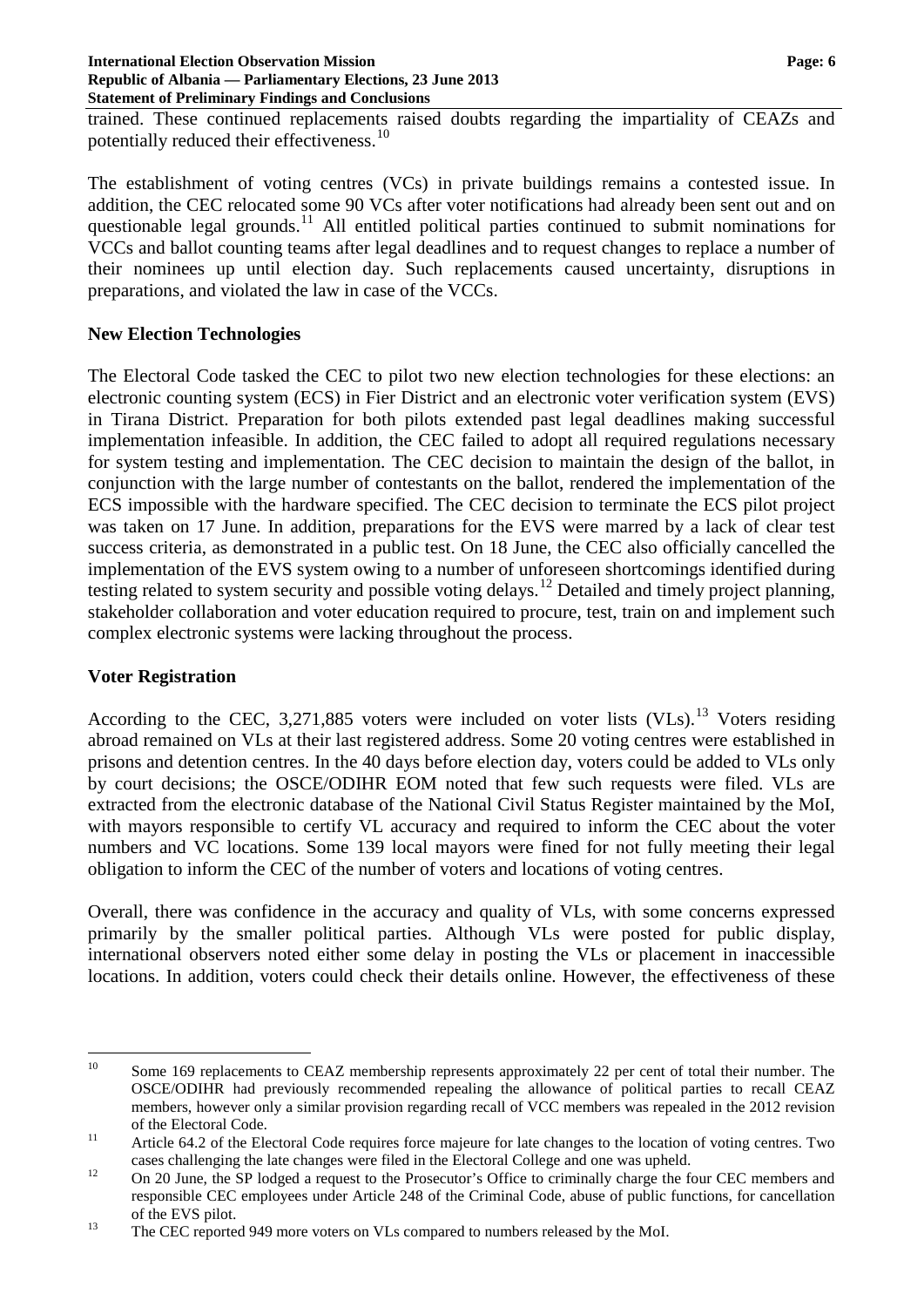trained. These continued replacements raised doubts regarding the impartiality of CEAZs and potentially reduced their effectiveness.[10]

The establishment of voting centres (VCs) in private buildings remains a contested issue. In addition, the CEC relocated some 90 VCs after voter notifications had already been sent out and on questionable legal grounds.[11] All entitled political parties continued to submit nominations for VCCs and ballot counting teams after legal deadlines and to request changes to replace a number of their nominees up until election day. Such replacements caused uncertainty, disruptions in preparations, and violated the law in case of the VCCs.

## New Election Technologies

The Electoral Code tasked the CEC to pilot two new election technologies for these elections: an electronic counting system (ECS) in Fier District and an electronic voter verification system (EVS) in Tirana District. Preparation for both pilots extended past legal deadlines making successful implementation infeasible. In addition, the CEC failed to adopt all required regulations necessary for system testing and implementation. The CEC decision to maintain the design of the ballot, in conjunction with the large number of contestants on the ballot, rendered the implementation of the ECS impossible with the hardware specified. The CEC decision to terminate the ECS pilot project was taken on 17 June. In addition, preparations for the EVS were marred by a lack of clear test success criteria, as demonstrated in a public test. On 18 June, the CEC also officially cancelled the implementation of the EVS system owing to a number of unforeseen shortcomings identified during testing related to system security and possible voting delays.[12] Detailed and timely project planning, stakeholder collaboration and voter education required to procure, test, train on and implement such complex electronic systems were lacking throughout the process.

## Voter Registration

According to the CEC, 3,271,885 voters were included on voter lists (VLs).[13] Voters residing abroad remained on VLs at their last registered address. Some 20 voting centres were established in prisons and detention centres. In the 40 days before election day, voters could be added to VLs only by court decisions; the OSCE/ODIHR EOM noted that few such requests were filed. VLs are extracted from the electronic database of the National Civil Status Register maintained by the MoI, with mayors responsible to certify VL accuracy and required to inform the CEC about the voter numbers and VC locations. Some 139 local mayors were fined for not fully meeting their legal obligation to inform the CEC of the number of voters and locations of voting centres.

Overall, there was confidence in the accuracy and quality of VLs, with some concerns expressed primarily by the smaller political parties. Although VLs were posted for public display, international observers noted either some delay in posting the VLs or placement in inaccessible locations. In addition, voters could check their details online. However, the effectiveness of these

---

[10] Some 169 replacements to CEAZ membership represents approximately 22 per cent of total their number. The OSCE/ODIHR had previously recommended repealing the allowance of political parties to recall CEAZ members, however only a similar provision regarding recall of VCC members was repealed in the 2012 revision of the Electoral Code.

[11] Article 64.2 of the Electoral Code requires force majeure for late changes to the location of voting centres. Two cases challenging the late changes were filed in the Electoral College and one was upheld.

[12] On 20 June, the SP lodged a request to the Prosecutor's Office to criminally charge the four CEC members and responsible CEC employees under Article 248 of the Criminal Code, abuse of public functions, for cancellation of the EVS pilot.

[13] The CEC reported 949 more voters on VLs compared to numbers released by the MoI.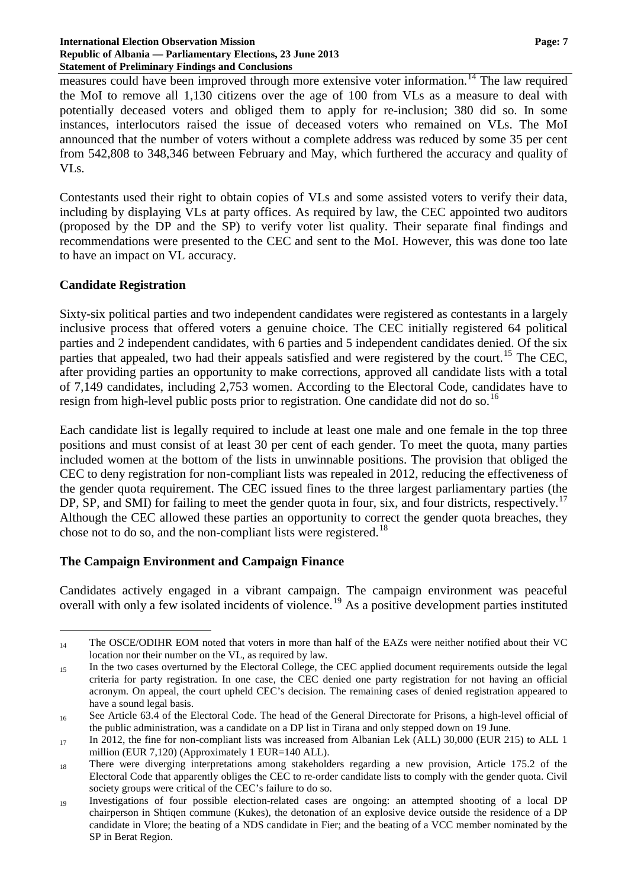measures could have been improved through more extensive voter information.[14] The law required the MoI to remove all 1,130 citizens over the age of 100 from VLs as a measure to deal with potentially deceased voters and obliged them to apply for re-inclusion; 380 did so. In some instances, interlocutors raised the issue of deceased voters who remained on VLs. The MoI announced that the number of voters without a complete address was reduced by some 35 per cent from 542,808 to 348,346 between February and May, which furthered the accuracy and quality of VLs.

Contestants used their right to obtain copies of VLs and some assisted voters to verify their data, including by displaying VLs at party offices. As required by law, the CEC appointed two auditors (proposed by the DP and the SP) to verify voter list quality. Their separate final findings and recommendations were presented to the CEC and sent to the MoI. However, this was done too late to have an impact on VL accuracy.

## Candidate Registration

Sixty-six political parties and two independent candidates were registered as contestants in a largely inclusive process that offered voters a genuine choice. The CEC initially registered 64 political parties and 2 independent candidates, with 6 parties and 5 independent candidates denied. Of the six parties that appealed, two had their appeals satisfied and were registered by the court.[15] The CEC, after providing parties an opportunity to make corrections, approved all candidate lists with a total of 7,149 candidates, including 2,753 women. According to the Electoral Code, candidates have to resign from high-level public posts prior to registration. One candidate did not do so.[16]

Each candidate list is legally required to include at least one male and one female in the top three positions and must consist of at least 30 per cent of each gender. To meet the quota, many parties included women at the bottom of the lists in unwinnable positions. The provision that obliged the CEC to deny registration for non-compliant lists was repealed in 2012, reducing the effectiveness of the gender quota requirement. The CEC issued fines to the three largest parliamentary parties (the DP, SP, and SMI) for failing to meet the gender quota in four, six, and four districts, respectively.[17] Although the CEC allowed these parties an opportunity to correct the gender quota breaches, they chose not to do so, and the non-compliant lists were registered.[18]

## The Campaign Environment and Campaign Finance

Candidates actively engaged in a vibrant campaign. The campaign environment was peaceful overall with only a few isolated incidents of violence.[19] As a positive development parties instituted

---

[14] The OSCE/ODIHR EOM noted that voters in more than half of the EAZs were neither notified about their VC location nor their number on the VL, as required by law.

[15] In the two cases overturned by the Electoral College, the CEC applied document requirements outside the legal criteria for party registration. In one case, the CEC denied one party registration for not having an official acronym. On appeal, the court upheld CEC's decision. The remaining cases of denied registration appeared to have a sound legal basis.

[16] See Article 63.4 of the Electoral Code. The head of the General Directorate for Prisons, a high-level official of the public administration, was a candidate on a DP list in Tirana and only stepped down on 19 June.

[17] In 2012, the fine for non-compliant lists was increased from Albanian Lek (ALL) 30,000 (EUR 215) to ALL 1 million (EUR 7,120) (Approximately 1 EUR=140 ALL).

[18] There were diverging interpretations among stakeholders regarding a new provision, Article 175.2 of the Electoral Code that apparently obliges the CEC to re-order candidate lists to comply with the gender quota. Civil society groups were critical of the CEC's failure to do so.

[19] Investigations of four possible election-related cases are ongoing: an attempted shooting of a local DP chairperson in Shtiqen commune (Kukes), the detonation of an explosive device outside the residence of a DP candidate in Vlore; the beating of a NDS candidate in Fier; and the beating of a VCC member nominated by the SP in Berat Region.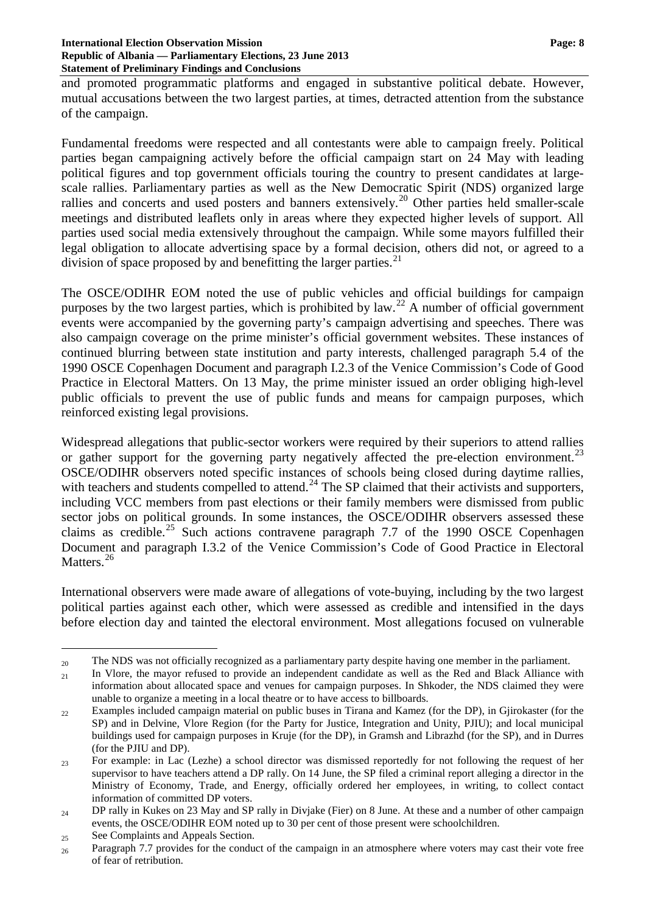and promoted programmatic platforms and engaged in substantive political debate. However, mutual accusations between the two largest parties, at times, detracted attention from the substance of the campaign.

Fundamental freedoms were respected and all contestants were able to campaign freely. Political parties began campaigning actively before the official campaign start on 24 May with leading political figures and top government officials touring the country to present candidates at large-scale rallies. Parliamentary parties as well as the New Democratic Spirit (NDS) organized large rallies and concerts and used posters and banners extensively.[20] Other parties held smaller-scale meetings and distributed leaflets only in areas where they expected higher levels of support. All parties used social media extensively throughout the campaign. While some mayors fulfilled their legal obligation to allocate advertising space by a formal decision, others did not, or agreed to a division of space proposed by and benefitting the larger parties.[21]

The OSCE/ODIHR EOM noted the use of public vehicles and official buildings for campaign purposes by the two largest parties, which is prohibited by law.[22] A number of official government events were accompanied by the governing party's campaign advertising and speeches. There was also campaign coverage on the prime minister's official government websites. These instances of continued blurring between state institution and party interests, challenged paragraph 5.4 of the 1990 OSCE Copenhagen Document and paragraph I.2.3 of the Venice Commission's Code of Good Practice in Electoral Matters. On 13 May, the prime minister issued an order obliging high-level public officials to prevent the use of public funds and means for campaign purposes, which reinforced existing legal provisions.

Widespread allegations that public-sector workers were required by their superiors to attend rallies or gather support for the governing party negatively affected the pre-election environment.[23] OSCE/ODIHR observers noted specific instances of schools being closed during daytime rallies, with teachers and students compelled to attend.[24] The SP claimed that their activists and supporters, including VCC members from past elections or their family members were dismissed from public sector jobs on political grounds. In some instances, the OSCE/ODIHR observers assessed these claims as credible.[25] Such actions contravene paragraph 7.7 of the 1990 OSCE Copenhagen Document and paragraph I.3.2 of the Venice Commission's Code of Good Practice in Electoral Matters.[26]

International observers were made aware of allegations of vote-buying, including by the two largest political parties against each other, which were assessed as credible and intensified in the days before election day and tainted the electoral environment. Most allegations focused on vulnerable

---

[20] The NDS was not officially recognized as a parliamentary party despite having one member in the parliament.

[21] In Vlore, the mayor refused to provide an independent candidate as well as the Red and Black Alliance with information about allocated space and venues for campaign purposes. In Shkoder, the NDS claimed they were unable to organize a meeting in a local theatre or to have access to billboards.

[22] Examples included campaign material on public buses in Tirana and Kamez (for the DP), in Gjirokaster (for the SP) and in Delvine, Vlore Region (for the Party for Justice, Integration and Unity, PJIU); and local municipal buildings used for campaign purposes in Kruje (for the DP), in Gramsh and Librazhd (for the SP), and in Durres (for the PJIU and DP).

[23] For example: in Lac (Lezhe) a school director was dismissed reportedly for not following the request of her supervisor to have teachers attend a DP rally. On 14 June, the SP filed a criminal report alleging a director in the Ministry of Economy, Trade, and Energy, officially ordered her employees, in writing, to collect contact information of committed DP voters.

[24] DP rally in Kukes on 23 May and SP rally in Divjake (Fier) on 8 June. At these and a number of other campaign events, the OSCE/ODIHR EOM noted up to 30 per cent of those present were schoolchildren.

[25] See Complaints and Appeals Section.

[26] Paragraph 7.7 provides for the conduct of the campaign in an atmosphere where voters may cast their vote free of fear of retribution.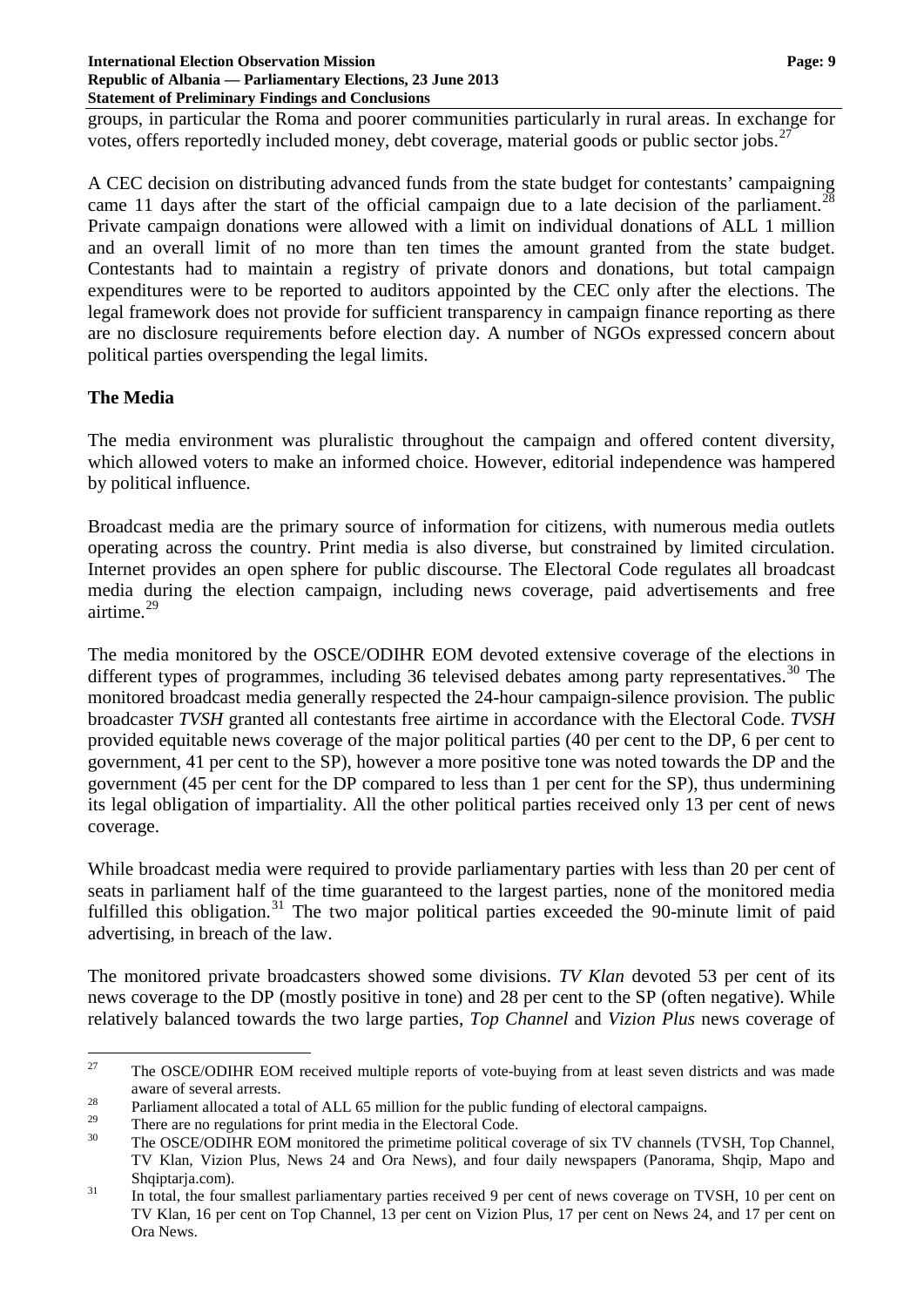groups, in particular the Roma and poorer communities particularly in rural areas. In exchange for votes, offers reportedly included money, debt coverage, material goods or public sector jobs.[27]

A CEC decision on distributing advanced funds from the state budget for contestants' campaigning came 11 days after the start of the official campaign due to a late decision of the parliament.[28] Private campaign donations were allowed with a limit on individual donations of ALL 1 million and an overall limit of no more than ten times the amount granted from the state budget. Contestants had to maintain a registry of private donors and donations, but total campaign expenditures were to be reported to auditors appointed by the CEC only after the elections. The legal framework does not provide for sufficient transparency in campaign finance reporting as there are no disclosure requirements before election day. A number of NGOs expressed concern about political parties overspending the legal limits.

## The Media

The media environment was pluralistic throughout the campaign and offered content diversity, which allowed voters to make an informed choice. However, editorial independence was hampered by political influence.

Broadcast media are the primary source of information for citizens, with numerous media outlets operating across the country. Print media is also diverse, but constrained by limited circulation. Internet provides an open sphere for public discourse. The Electoral Code regulates all broadcast media during the election campaign, including news coverage, paid advertisements and free airtime.[29]

The media monitored by the OSCE/ODIHR EOM devoted extensive coverage of the elections in different types of programmes, including 36 televised debates among party representatives.[30] The monitored broadcast media generally respected the 24-hour campaign-silence provision. The public broadcaster *TVSH* granted all contestants free airtime in accordance with the Electoral Code. *TVSH* provided equitable news coverage of the major political parties (40 per cent to the DP, 6 per cent to government, 41 per cent to the SP), however a more positive tone was noted towards the DP and the government (45 per cent for the DP compared to less than 1 per cent for the SP), thus undermining its legal obligation of impartiality. All the other political parties received only 13 per cent of news coverage.

While broadcast media were required to provide parliamentary parties with less than 20 per cent of seats in parliament half of the time guaranteed to the largest parties, none of the monitored media fulfilled this obligation.[31] The two major political parties exceeded the 90-minute limit of paid advertising, in breach of the law.

The monitored private broadcasters showed some divisions. *TV Klan* devoted 53 per cent of its news coverage to the DP (mostly positive in tone) and 28 per cent to the SP (often negative). While relatively balanced towards the two large parties, *Top Channel* and *Vizion Plus* news coverage of

---

[27] The OSCE/ODIHR EOM received multiple reports of vote-buying from at least seven districts and was made aware of several arrests.

[28] Parliament allocated a total of ALL 65 million for the public funding of electoral campaigns.

[29] There are no regulations for print media in the Electoral Code.

[30] The OSCE/ODIHR EOM monitored the primetime political coverage of six TV channels (TVSH, Top Channel, TV Klan, Vizion Plus, News 24 and Ora News), and four daily newspapers (Panorama, Shqip, Mapo and Shqiptarja.com).

[31] In total, the four smallest parliamentary parties received 9 per cent of news coverage on TVSH, 10 per cent on TV Klan, 16 per cent on Top Channel, 13 per cent on Vizion Plus, 17 per cent on News 24, and 17 per cent on Ora News.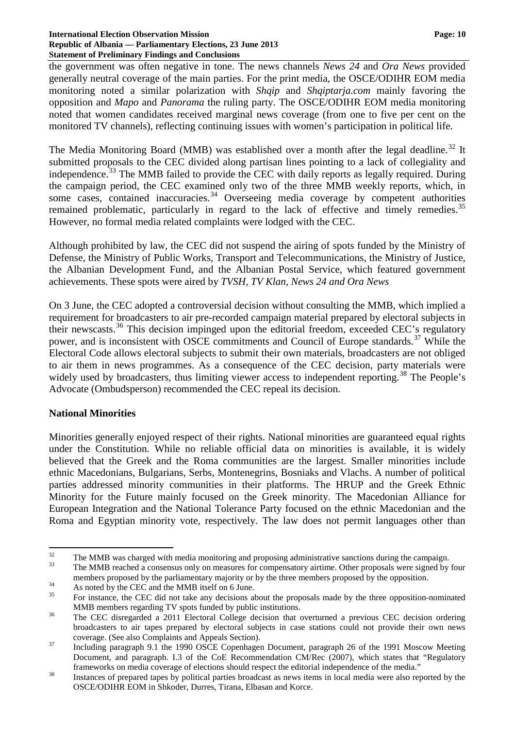the government was often negative in tone. The news channels *News 24* and *Ora News* provided generally neutral coverage of the main parties. For the print media, the OSCE/ODIHR EOM media monitoring noted a similar polarization with *Shqip* and *Shqiptarja.com* mainly favoring the opposition and *Mapo* and *Panorama* the ruling party. The OSCE/ODIHR EOM media monitoring noted that women candidates received marginal news coverage (from one to five per cent on the monitored TV channels), reflecting continuing issues with women's participation in political life.

The Media Monitoring Board (MMB) was established over a month after the legal deadline.[32] It submitted proposals to the CEC divided along partisan lines pointing to a lack of collegiality and independence.[33] The MMB failed to provide the CEC with daily reports as legally required. During the campaign period, the CEC examined only two of the three MMB weekly reports, which, in some cases, contained inaccuracies.[34] Overseeing media coverage by competent authorities remained problematic, particularly in regard to the lack of effective and timely remedies.[35] However, no formal media related complaints were lodged with the CEC.

Although prohibited by law, the CEC did not suspend the airing of spots funded by the Ministry of Defense, the Ministry of Public Works, Transport and Telecommunications, the Ministry of Justice, the Albanian Development Fund, and the Albanian Postal Service, which featured government achievements. These spots were aired by *TVSH, TV Klan, News 24 and Ora News*

On 3 June, the CEC adopted a controversial decision without consulting the MMB, which implied a requirement for broadcasters to air pre-recorded campaign material prepared by electoral subjects in their newscasts.[36] This decision impinged upon the editorial freedom, exceeded CEC's regulatory power, and is inconsistent with OSCE commitments and Council of Europe standards.[37] While the Electoral Code allows electoral subjects to submit their own materials, broadcasters are not obliged to air them in news programmes. As a consequence of the CEC decision, party materials were widely used by broadcasters, thus limiting viewer access to independent reporting.[38] The People's Advocate (Ombudsperson) recommended the CEC repeal its decision.

## National Minorities

Minorities generally enjoyed respect of their rights. National minorities are guaranteed equal rights under the Constitution. While no reliable official data on minorities is available, it is widely believed that the Greek and the Roma communities are the largest. Smaller minorities include ethnic Macedonians, Bulgarians, Serbs, Montenegrins, Bosniaks and Vlachs. A number of political parties addressed minority communities in their platforms. The HRUP and the Greek Ethnic Minority for the Future mainly focused on the Greek minority. The Macedonian Alliance for European Integration and the National Tolerance Party focused on the ethnic Macedonian and the Roma and Egyptian minority vote, respectively. The law does not permit languages other than

---

[32] The MMB was charged with media monitoring and proposing administrative sanctions during the campaign.

[33] The MMB reached a consensus only on measures for compensatory airtime. Other proposals were signed by four members proposed by the parliamentary majority or by the three members proposed by the opposition.

[34] As noted by the CEC and the MMB itself on 6 June.

[35] For instance, the CEC did not take any decisions about the proposals made by the three opposition-nominated MMB members regarding TV spots funded by public institutions.

[36] The CEC disregarded a 2011 Electoral College decision that overturned a previous CEC decision ordering broadcasters to air tapes prepared by electoral subjects in case stations could not provide their own news coverage. (See also Complaints and Appeals Section).

[37] Including paragraph 9.1 the 1990 OSCE Copenhagen Document, paragraph 26 of the 1991 Moscow Meeting Document, and paragraph. I.3 of the CoE Recommendation CM/Rec (2007), which states that "Regulatory frameworks on media coverage of elections should respect the editorial independence of the media."

[38] Instances of prepared tapes by political parties broadcast as news items in local media were also reported by the OSCE/ODIHR EOM in Shkoder, Durres, Tirana, Elbasan and Korce.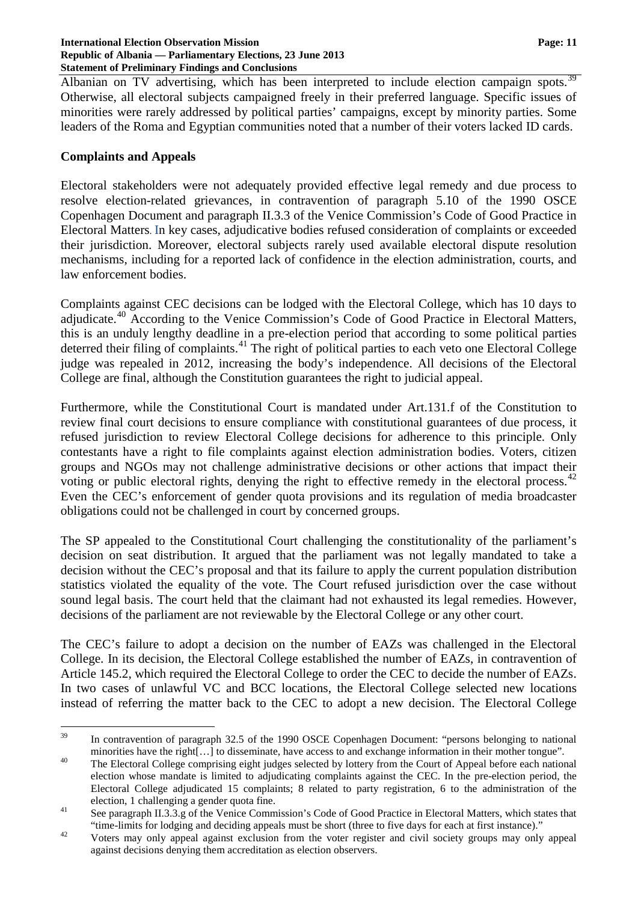Albanian on TV advertising, which has been interpreted to include election campaign spots.[39] Otherwise, all electoral subjects campaigned freely in their preferred language. Specific issues of minorities were rarely addressed by political parties' campaigns, except by minority parties. Some leaders of the Roma and Egyptian communities noted that a number of their voters lacked ID cards.

## Complaints and Appeals

Electoral stakeholders were not adequately provided effective legal remedy and due process to resolve election-related grievances, in contravention of paragraph 5.10 of the 1990 OSCE Copenhagen Document and paragraph II.3.3 of the Venice Commission's Code of Good Practice in Electoral Matters. In key cases, adjudicative bodies refused consideration of complaints or exceeded their jurisdiction. Moreover, electoral subjects rarely used available electoral dispute resolution mechanisms, including for a reported lack of confidence in the election administration, courts, and law enforcement bodies.

Complaints against CEC decisions can be lodged with the Electoral College, which has 10 days to adjudicate.[40] According to the Venice Commission's Code of Good Practice in Electoral Matters, this is an unduly lengthy deadline in a pre-election period that according to some political parties deterred their filing of complaints.[41] The right of political parties to each veto one Electoral College judge was repealed in 2012, increasing the body's independence. All decisions of the Electoral College are final, although the Constitution guarantees the right to judicial appeal.

Furthermore, while the Constitutional Court is mandated under Art.131.f of the Constitution to review final court decisions to ensure compliance with constitutional guarantees of due process, it refused jurisdiction to review Electoral College decisions for adherence to this principle. Only contestants have a right to file complaints against election administration bodies. Voters, citizen groups and NGOs may not challenge administrative decisions or other actions that impact their voting or public electoral rights, denying the right to effective remedy in the electoral process.[42] Even the CEC's enforcement of gender quota provisions and its regulation of media broadcaster obligations could not be challenged in court by concerned groups.

The SP appealed to the Constitutional Court challenging the constitutionality of the parliament's decision on seat distribution. It argued that the parliament was not legally mandated to take a decision without the CEC's proposal and that its failure to apply the current population distribution statistics violated the equality of the vote. The Court refused jurisdiction over the case without sound legal basis. The court held that the claimant had not exhausted its legal remedies. However, decisions of the parliament are not reviewable by the Electoral College or any other court.

The CEC's failure to adopt a decision on the number of EAZs was challenged in the Electoral College. In its decision, the Electoral College established the number of EAZs, in contravention of Article 145.2, which required the Electoral College to order the CEC to decide the number of EAZs. In two cases of unlawful VC and BCC locations, the Electoral College selected new locations instead of referring the matter back to the CEC to adopt a new decision. The Electoral College

---

[39] In contravention of paragraph 32.5 of the 1990 OSCE Copenhagen Document: "persons belonging to national minorities have the right[…] to disseminate, have access to and exchange information in their mother tongue".

[40] The Electoral College comprising eight judges selected by lottery from the Court of Appeal before each national election whose mandate is limited to adjudicating complaints against the CEC. In the pre-election period, the Electoral College adjudicated 15 complaints; 8 related to party registration, 6 to the administration of the election, 1 challenging a gender quota fine.

[41] See paragraph II.3.3.g of the Venice Commission's Code of Good Practice in Electoral Matters, which states that "time-limits for lodging and deciding appeals must be short (three to five days for each at first instance)."

[42] Voters may only appeal against exclusion from the voter register and civil society groups may only appeal against decisions denying them accreditation as election observers.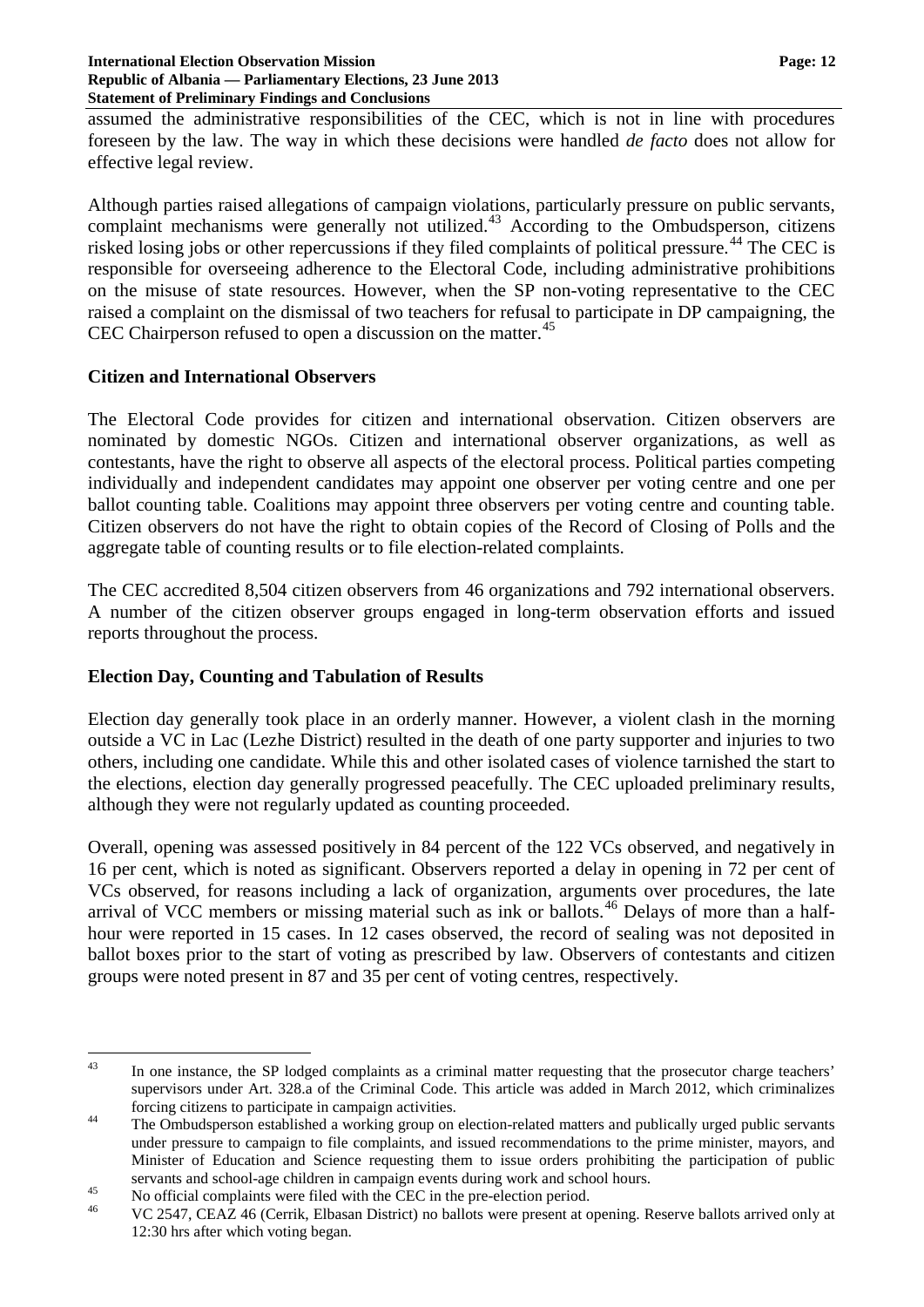assumed the administrative responsibilities of the CEC, which is not in line with procedures foreseen by the law. The way in which these decisions were handled *de facto* does not allow for effective legal review.

Although parties raised allegations of campaign violations, particularly pressure on public servants, complaint mechanisms were generally not utilized.[43] According to the Ombudsperson, citizens risked losing jobs or other repercussions if they filed complaints of political pressure.[44] The CEC is responsible for overseeing adherence to the Electoral Code, including administrative prohibitions on the misuse of state resources. However, when the SP non-voting representative to the CEC raised a complaint on the dismissal of two teachers for refusal to participate in DP campaigning, the CEC Chairperson refused to open a discussion on the matter.[45]

## Citizen and International Observers

The Electoral Code provides for citizen and international observation. Citizen observers are nominated by domestic NGOs. Citizen and international observer organizations, as well as contestants, have the right to observe all aspects of the electoral process. Political parties competing individually and independent candidates may appoint one observer per voting centre and one per ballot counting table. Coalitions may appoint three observers per voting centre and counting table. Citizen observers do not have the right to obtain copies of the Record of Closing of Polls and the aggregate table of counting results or to file election-related complaints.

The CEC accredited 8,504 citizen observers from 46 organizations and 792 international observers. A number of the citizen observer groups engaged in long-term observation efforts and issued reports throughout the process.

## Election Day, Counting and Tabulation of Results

Election day generally took place in an orderly manner. However, a violent clash in the morning outside a VC in Lac (Lezhe District) resulted in the death of one party supporter and injuries to two others, including one candidate. While this and other isolated cases of violence tarnished the start to the elections, election day generally progressed peacefully. The CEC uploaded preliminary results, although they were not regularly updated as counting proceeded.

Overall, opening was assessed positively in 84 percent of the 122 VCs observed, and negatively in 16 per cent, which is noted as significant. Observers reported a delay in opening in 72 per cent of VCs observed, for reasons including a lack of organization, arguments over procedures, the late arrival of VCC members or missing material such as ink or ballots.[46] Delays of more than a half-hour were reported in 15 cases. In 12 cases observed, the record of sealing was not deposited in ballot boxes prior to the start of voting as prescribed by law. Observers of contestants and citizen groups were noted present in 87 and 35 per cent of voting centres, respectively.

---

[43] In one instance, the SP lodged complaints as a criminal matter requesting that the prosecutor charge teachers' supervisors under Art. 328.a of the Criminal Code. This article was added in March 2012, which criminalizes forcing citizens to participate in campaign activities.

[44] The Ombudsperson established a working group on election-related matters and publically urged public servants under pressure to campaign to file complaints, and issued recommendations to the prime minister, mayors, and Minister of Education and Science requesting them to issue orders prohibiting the participation of public servants and school-age children in campaign events during work and school hours.

[45] No official complaints were filed with the CEC in the pre-election period.

[46] VC 2547, CEAZ 46 (Cerrik, Elbasan District) no ballots were present at opening. Reserve ballots arrived only at 12:30 hrs after which voting began.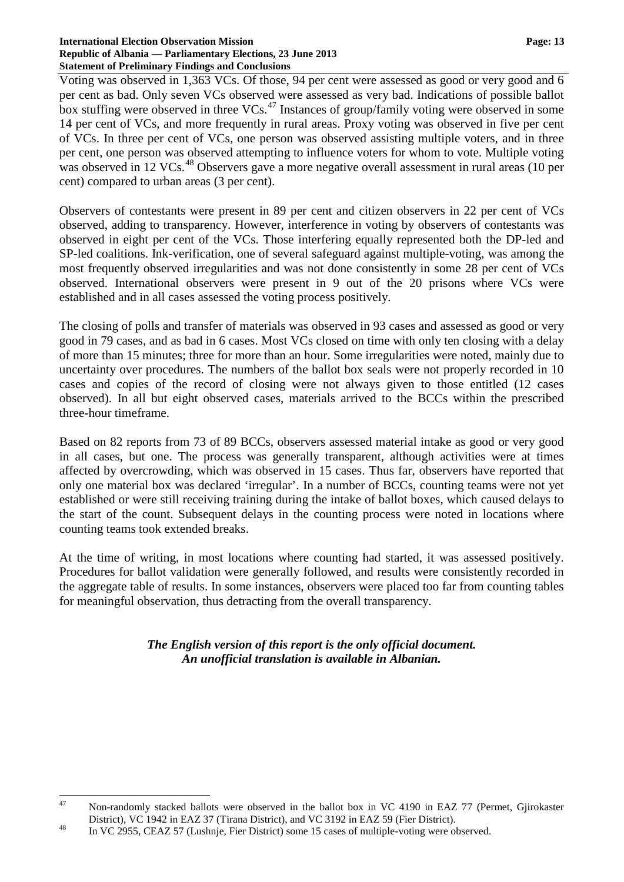Voting was observed in 1,363 VCs. Of those, 94 per cent were assessed as good or very good and 6 per cent as bad. Only seven VCs observed were assessed as very bad. Indications of possible ballot box stuffing were observed in three VCs.[47] Instances of group/family voting were observed in some 14 per cent of VCs, and more frequently in rural areas. Proxy voting was observed in five per cent of VCs. In three per cent of VCs, one person was observed assisting multiple voters, and in three per cent, one person was observed attempting to influence voters for whom to vote. Multiple voting was observed in 12 VCs.[48] Observers gave a more negative overall assessment in rural areas (10 per cent) compared to urban areas (3 per cent).

Observers of contestants were present in 89 per cent and citizen observers in 22 per cent of VCs observed, adding to transparency. However, interference in voting by observers of contestants was observed in eight per cent of the VCs. Those interfering equally represented both the DP-led and SP-led coalitions. Ink-verification, one of several safeguard against multiple-voting, was among the most frequently observed irregularities and was not done consistently in some 28 per cent of VCs observed. International observers were present in 9 out of the 20 prisons where VCs were established and in all cases assessed the voting process positively.

The closing of polls and transfer of materials was observed in 93 cases and assessed as good or very good in 79 cases, and as bad in 6 cases. Most VCs closed on time with only ten closing with a delay of more than 15 minutes; three for more than an hour. Some irregularities were noted, mainly due to uncertainty over procedures. The numbers of the ballot box seals were not properly recorded in 10 cases and copies of the record of closing were not always given to those entitled (12 cases observed). In all but eight observed cases, materials arrived to the BCCs within the prescribed three-hour timeframe.

Based on 82 reports from 73 of 89 BCCs, observers assessed material intake as good or very good in all cases, but one. The process was generally transparent, although activities were at times affected by overcrowding, which was observed in 15 cases. Thus far, observers have reported that only one material box was declared 'irregular'. In a number of BCCs, counting teams were not yet established or were still receiving training during the intake of ballot boxes, which caused delays to the start of the count. Subsequent delays in the counting process were noted in locations where counting teams took extended breaks.

At the time of writing, in most locations where counting had started, it was assessed positively. Procedures for ballot validation were generally followed, and results were consistently recorded in the aggregate table of results. In some instances, observers were placed too far from counting tables for meaningful observation, thus detracting from the overall transparency.

***The English version of this report is the only official document.***
***An unofficial translation is available in Albanian.***

---

[47] Non-randomly stacked ballots were observed in the ballot box in VC 4190 in EAZ 77 (Permet, Gjirokaster District), VC 1942 in EAZ 37 (Tirana District), and VC 3192 in EAZ 59 (Fier District).

[48] In VC 2955, CEAZ 57 (Lushnje, Fier District) some 15 cases of multiple-voting were observed.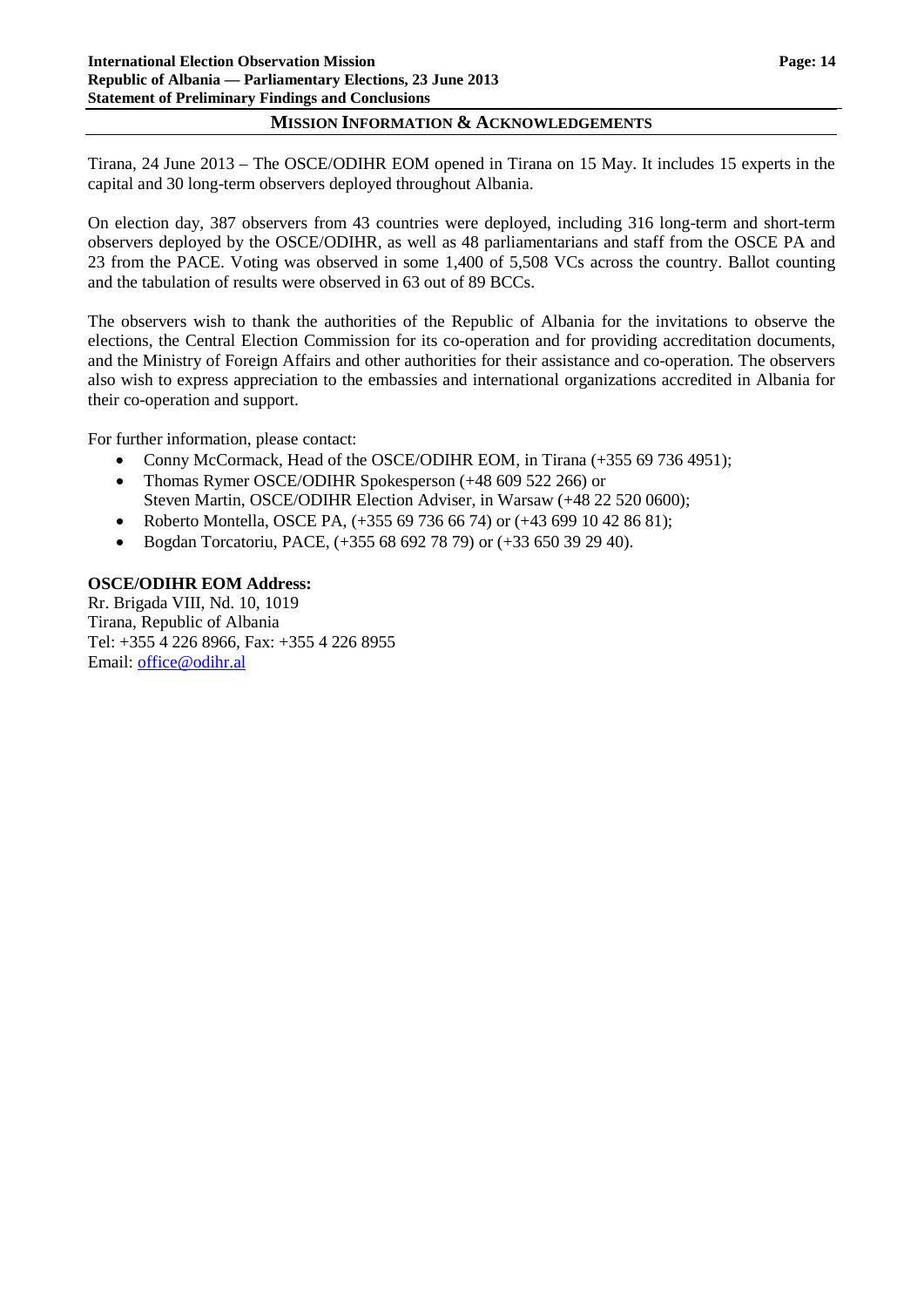## MISSION INFORMATION & ACKNOWLEDGEMENTS

Tirana, 24 June 2013 – The OSCE/ODIHR EOM opened in Tirana on 15 May. It includes 15 experts in the capital and 30 long-term observers deployed throughout Albania.

On election day, 387 observers from 43 countries were deployed, including 316 long-term and short-term observers deployed by the OSCE/ODIHR, as well as 48 parliamentarians and staff from the OSCE PA and 23 from the PACE. Voting was observed in some 1,400 of 5,508 VCs across the country. Ballot counting and the tabulation of results were observed in 63 out of 89 BCCs.

The observers wish to thank the authorities of the Republic of Albania for the invitations to observe the elections, the Central Election Commission for its co-operation and for providing accreditation documents, and the Ministry of Foreign Affairs and other authorities for their assistance and co-operation. The observers also wish to express appreciation to the embassies and international organizations accredited in Albania for their co-operation and support.

For further information, please contact:

- Conny McCormack, Head of the OSCE/ODIHR EOM, in Tirana (+355 69 736 4951);
- Thomas Rymer OSCE/ODIHR Spokesperson (+48 609 522 266) or
  Steven Martin, OSCE/ODIHR Election Adviser, in Warsaw (+48 22 520 0600);
- Roberto Montella, OSCE PA, (+355 69 736 66 74) or (+43 699 10 42 86 81);
- Bogdan Torcatoriu, PACE, (+355 68 692 78 79) or (+33 650 39 29 40).

**OSCE/ODIHR EOM Address:**
Rr. Brigada VIII, Nd. 10, 1019
Tirana, Republic of Albania
Tel: +355 4 226 8966, Fax: +355 4 226 8955
Email: office@odihr.al